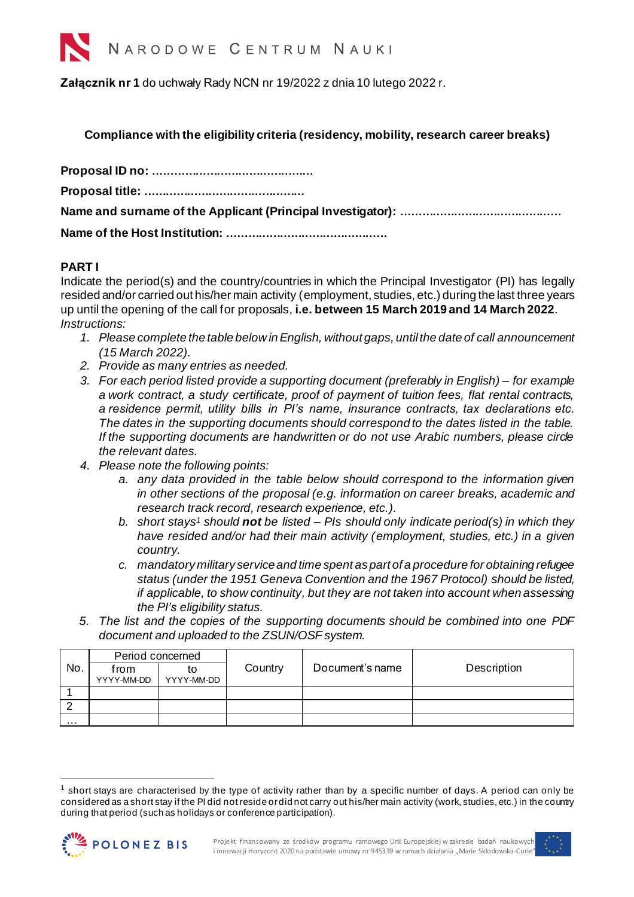**Załącznik nr 1** do uchwały Rady NCN nr 19/2022 z dnia 10 lutego 2022 r.

**Compliance with the eligibility criteria (residency, mobility, research career breaks)**

**Proposal ID no: ………………………………………**

**Proposal title: ………………………………………**

**Name and surname of the Applicant (Principal Investigator): ………………………………………**

**Name of the Host Institution: ………………………………………**

## PART I

Indicate the period(s) and the country/countries in which the Principal Investigator (PI) has legally resided and/or carried out his/her main activity (employment, studies, etc.) during the last three years up until the opening of the call for proposals, **i.e. between 15 March 2019 and 14 March 2022**.

*Instructions:*

1. *Please complete the table below in English, without gaps, until the date of call announcement (15 March 2022).*
2. *Provide as many entries as needed.*
3. *For each period listed provide a supporting document (preferably in English) – for example a work contract, a study certificate, proof of payment of tuition fees, flat rental contracts, a residence permit, utility bills in PI's name, insurance contracts, tax declarations etc. The dates in the supporting documents should correspond to the dates listed in the table. If the supporting documents are handwritten or do not use Arabic numbers, please circle the relevant dates.*
4. *Please note the following points:*
   a. *any data provided in the table below should correspond to the information given in other sections of the proposal (e.g. information on career breaks, academic and research track record, research experience, etc.).*
   b. *short stays[1] should **not** be listed – PIs should only indicate period(s) in which they have resided and/or had their main activity (employment, studies, etc.) in a given country.*
   c. *mandatory military service and time spent as part of a procedure for obtaining refugee status (under the 1951 Geneva Convention and the 1967 Protocol) should be listed, if applicable, to show continuity, but they are not taken into account when assessing the PI's eligibility status.*
5. *The list and the copies of the supporting documents should be combined into one PDF document and uploaded to the ZSUN/OSF system.*

| No. | Period concerned | | Country | Document's name | Description |
|---|---|---|---|---|---|
| | from YYYY-MM-DD | to YYYY-MM-DD | | | |
| 1 | | | | | |
| 2 | | | | | |
| … | | | | | |

[1] short stays are characterised by the type of activity rather than by a specific number of days. A period can only be considered as a short stay if the PI did not reside or did not carry out his/her main activity (work, studies, etc.) in the country during that period (such as holidays or conference participation).

Projekt finansowany ze środków programu ramowego Unii Europejskiej w zakresie badań naukowych i innowacji Horyzont 2020 na podstawie umowy nr 945339 w ramach działania „Marie Skłodowska-Curie"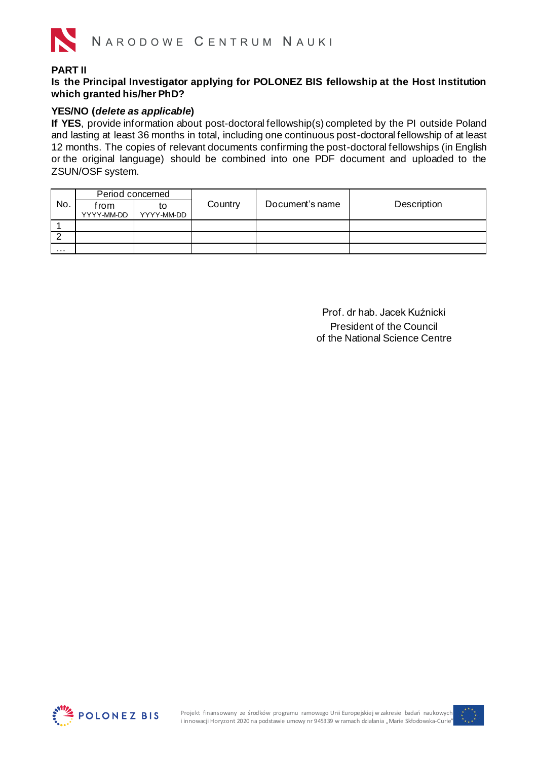**PART II**

**Is the Principal Investigator applying for POLONEZ BIS fellowship at the Host Institution which granted his/her PhD?**

**YES/NO (*delete as applicable*)**

**If YES**, provide information about post-doctoral fellowship(s) completed by the PI outside Poland and lasting at least 36 months in total, including one continuous post-doctoral fellowship of at least 12 months. The copies of relevant documents confirming the post-doctoral fellowships (in English or the original language) should be combined into one PDF document and uploaded to the ZSUN/OSF system.

| No. | Period concerned | | Country | Document's name | Description |
|---|---|---|---|---|---|
| | from YYYY-MM-DD | to YYYY-MM-DD | | | |
| 1 | | | | | |
| 2 | | | | | |
| … | | | | | |

Prof. dr hab. Jacek Kuźnicki
President of the Council
of the National Science Centre